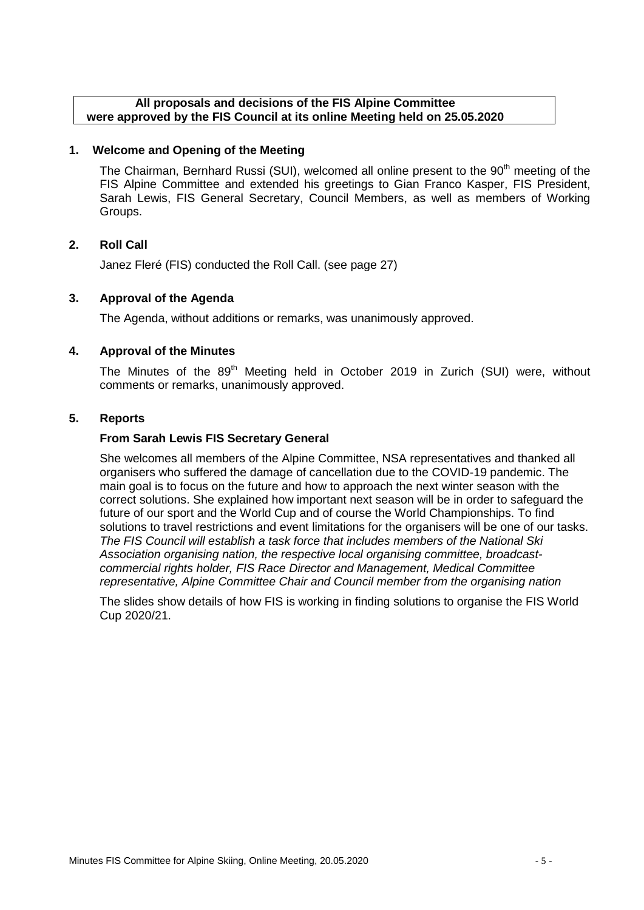**All proposals and decisions of the FIS Alpine Committee were approved by the FIS Council at its online Meeting held on 25.05.2020**

## 1. Welcome and Opening of the Meeting

The Chairman, Bernhard Russi (SUI), welcomed all online present to the 90th meeting of the FIS Alpine Committee and extended his greetings to Gian Franco Kasper, FIS President, Sarah Lewis, FIS General Secretary, Council Members, as well as members of Working Groups.

## 2. Roll Call

Janez Fleré (FIS) conducted the Roll Call. (see page 27)

## 3. Approval of the Agenda

The Agenda, without additions or remarks, was unanimously approved.

## 4. Approval of the Minutes

The Minutes of the 89th Meeting held in October 2019 in Zurich (SUI) were, without comments or remarks, unanimously approved.

## 5. Reports

### From Sarah Lewis FIS Secretary General

She welcomes all members of the Alpine Committee, NSA representatives and thanked all organisers who suffered the damage of cancellation due to the COVID-19 pandemic. The main goal is to focus on the future and how to approach the next winter season with the correct solutions. She explained how important next season will be in order to safeguard the future of our sport and the World Cup and of course the World Championships. To find solutions to travel restrictions and event limitations for the organisers will be one of our tasks. *The FIS Council will establish a task force that includes members of the National Ski Association organising nation, the respective local organising committee, broadcast-commercial rights holder, FIS Race Director and Management, Medical Committee representative, Alpine Committee Chair and Council member from the organising nation*

The slides show details of how FIS is working in finding solutions to organise the FIS World Cup 2020/21.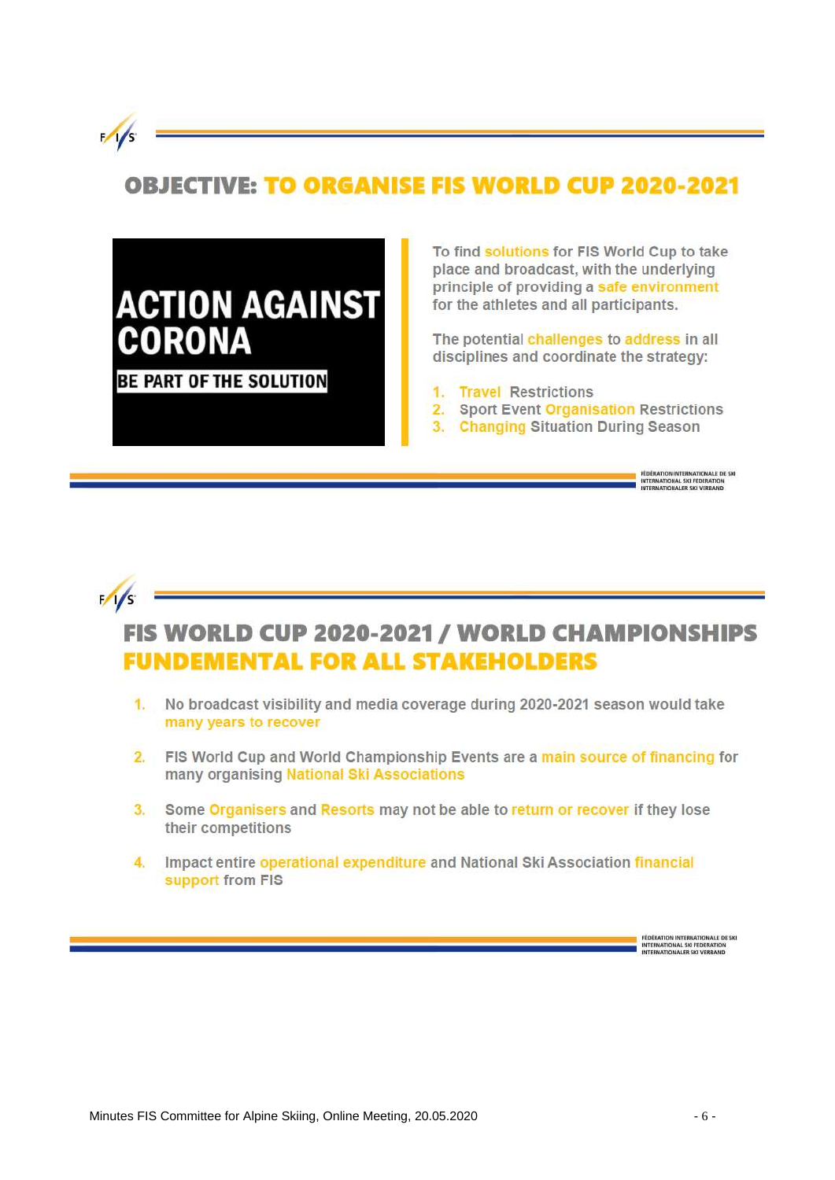## OBJECTIVE: TO ORGANISE FIS WORLD CUP 2020-2021

**ACTION AGAINST CORONA**

**BE PART OF THE SOLUTION**

To find solutions for FIS World Cup to take place and broadcast, with the underlying principle of providing a safe environment for the athletes and all participants.

The potential challenges to address in all disciplines and coordinate the strategy:

1. Travel Restrictions
2. Sport Event Organisation Restrictions
3. Changing Situation During Season

## FIS WORLD CUP 2020-2021 / WORLD CHAMPIONSHIPS FUNDEMENTAL FOR ALL STAKEHOLDERS

1. No broadcast visibility and media coverage during 2020-2021 season would take many years to recover
2. FIS World Cup and World Championship Events are a main source of financing for many organising National Ski Associations
3. Some Organisers and Resorts may not be able to return or recover if they lose their competitions
4. Impact entire operational expenditure and National Ski Association financial support from FIS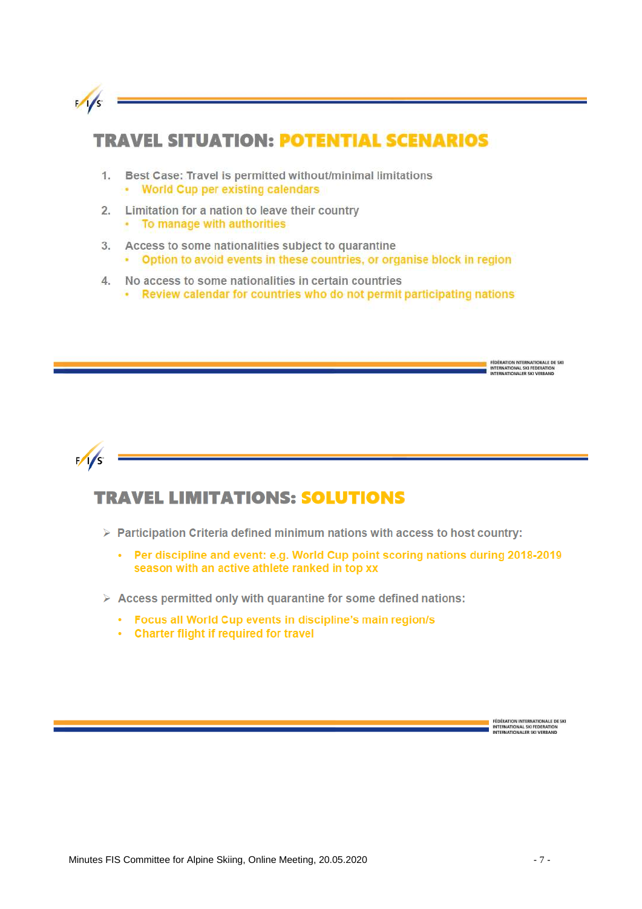## TRAVEL SITUATION: POTENTIAL SCENARIOS

1. Best Case: Travel is permitted without/minimal limitations
   - World Cup per existing calendars
2. Limitation for a nation to leave their country
   - To manage with authorities
3. Access to some nationalities subject to quarantine
   - Option to avoid events in these countries, or organise block in region
4. No access to some nationalities in certain countries
   - Review calendar for countries who do not permit participating nations

FÉDÉRATION INTERNATIONALE DE SKI
INTERNATIONAL SKI FEDERATION
INTERNATIONALER SKI VERBAND

## TRAVEL LIMITATIONS: SOLUTIONS

- Participation Criteria defined minimum nations with access to host country:
  - Per discipline and event: e.g. World Cup point scoring nations during 2018-2019 season with an active athlete ranked in top xx
- Access permitted only with quarantine for some defined nations:
  - Focus all World Cup events in discipline's main region/s
  - Charter flight if required for travel

FÉDÉRATION INTERNATIONALE DE SKI
INTERNATIONAL SKI FEDERATION
INTERNATIONALER SKI VERBAND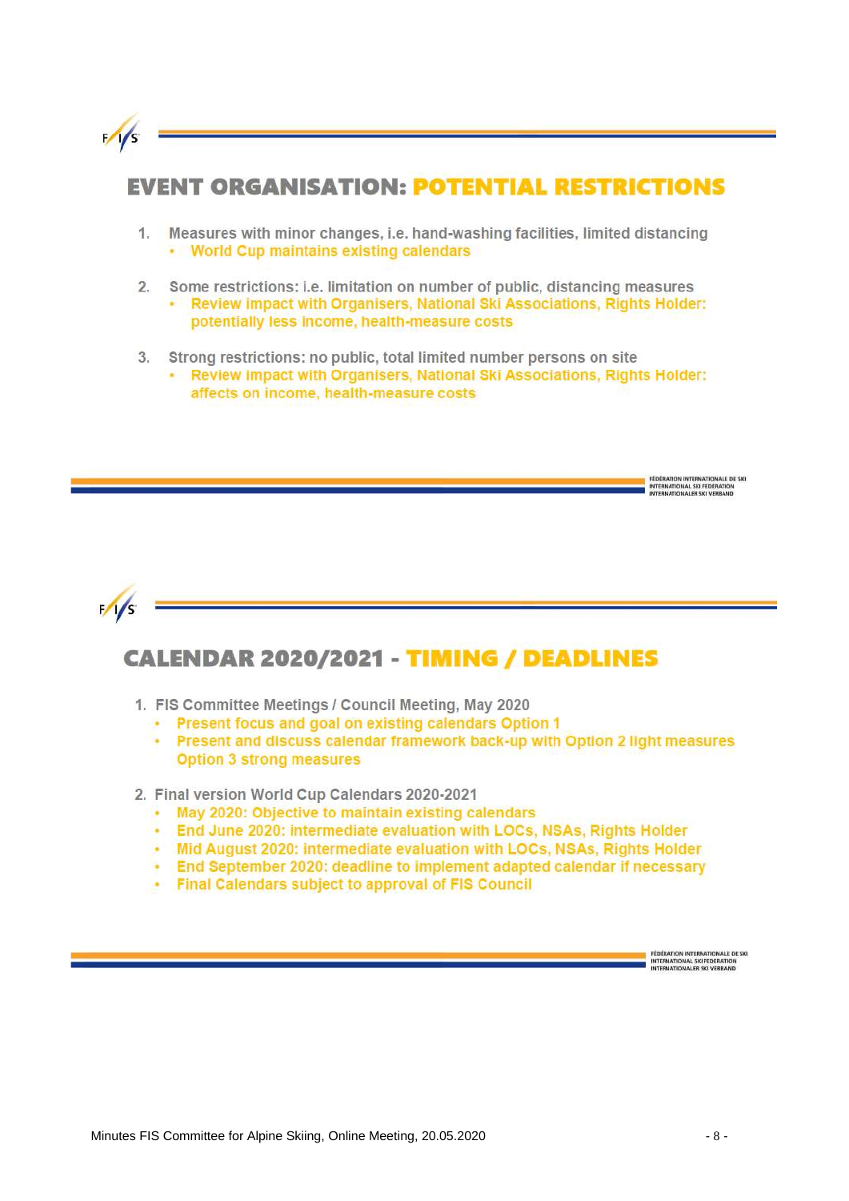## EVENT ORGANISATION: POTENTIAL RESTRICTIONS

1. Measures with minor changes, i.e. hand-washing facilities, limited distancing
   - World Cup maintains existing calendars
2. Some restrictions: i.e. limitation on number of public, distancing measures
   - Review impact with Organisers, National Ski Associations, Rights Holder: potentially less income, health-measure costs
3. Strong restrictions: no public, total limited number persons on site
   - Review impact with Organisers, National Ski Associations, Rights Holder: affects on income, health-measure costs

## CALENDAR 2020/2021 - TIMING / DEADLINES

1. FIS Committee Meetings / Council Meeting, May 2020
   - Present focus and goal on existing calendars Option 1
   - Present and discuss calendar framework back-up with Option 2 light measures Option 3 strong measures
2. Final version World Cup Calendars 2020-2021
   - May 2020: Objective to maintain existing calendars
   - End June 2020: intermediate evaluation with LOCs, NSAs, Rights Holder
   - Mid August 2020: intermediate evaluation with LOCs, NSAs, Rights Holder
   - End September 2020: deadline to implement adapted calendar if necessary
   - Final Calendars subject to approval of FIS Council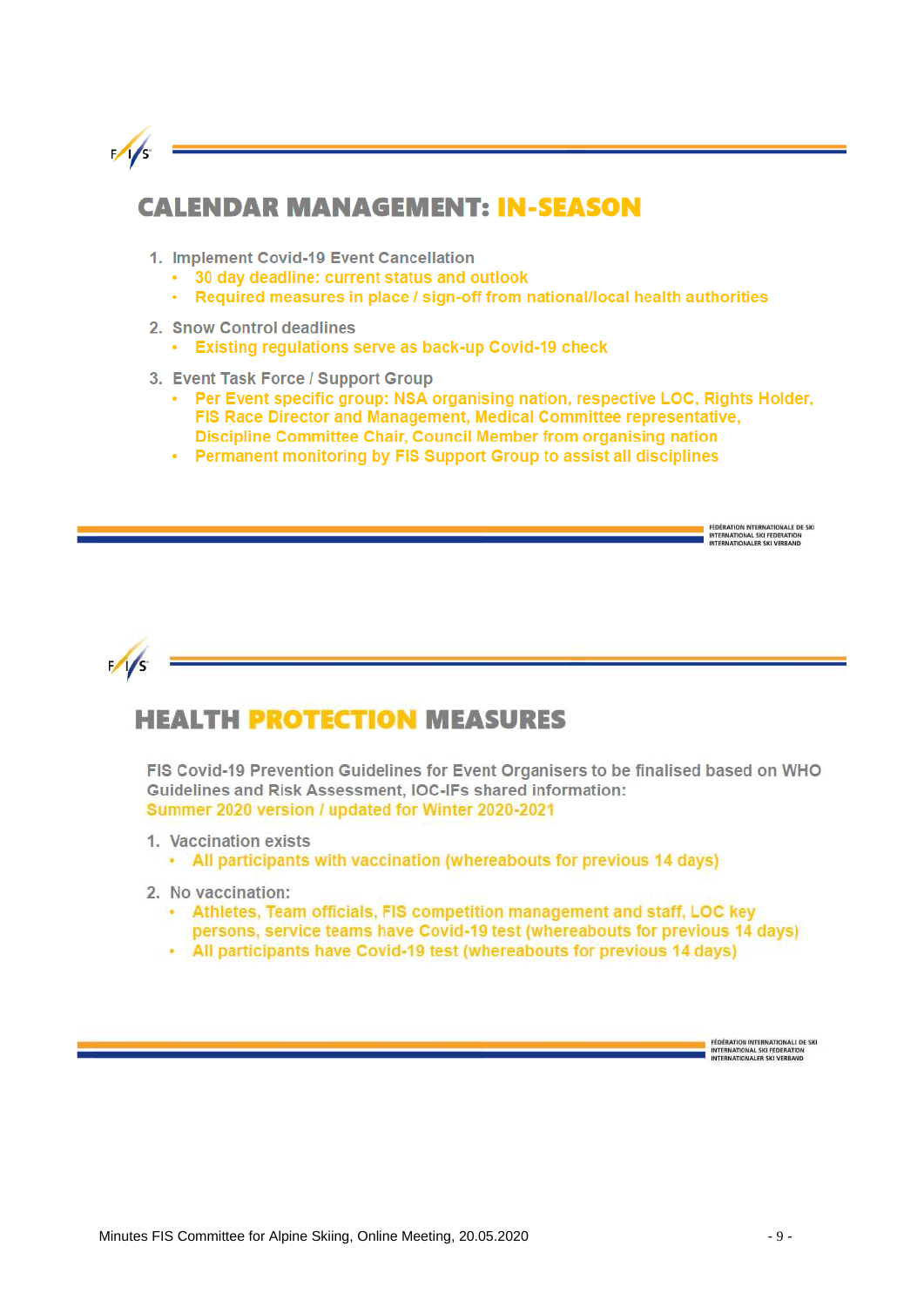## CALENDAR MANAGEMENT: IN-SEASON

1. Implement Covid-19 Event Cancellation
   - 30 day deadline: current status and outlook
   - Required measures in place / sign-off from national/local health authorities
2. Snow Control deadlines
   - Existing regulations serve as back-up Covid-19 check
3. Event Task Force / Support Group
   - Per Event specific group: NSA organising nation, respective LOC, Rights Holder, FIS Race Director and Management, Medical Committee representative, Discipline Committee Chair, Council Member from organising nation
   - Permanent monitoring by FIS Support Group to assist all disciplines

## HEALTH PROTECTION MEASURES

FIS Covid-19 Prevention Guidelines for Event Organisers to be finalised based on WHO Guidelines and Risk Assessment, IOC-IFs shared information:
Summer 2020 version / updated for Winter 2020-2021

1. Vaccination exists
   - All participants with vaccination (whereabouts for previous 14 days)
2. No vaccination:
   - Athletes, Team officials, FIS competition management and staff, LOC key persons, service teams have Covid-19 test (whereabouts for previous 14 days)
   - All participants have Covid-19 test (whereabouts for previous 14 days)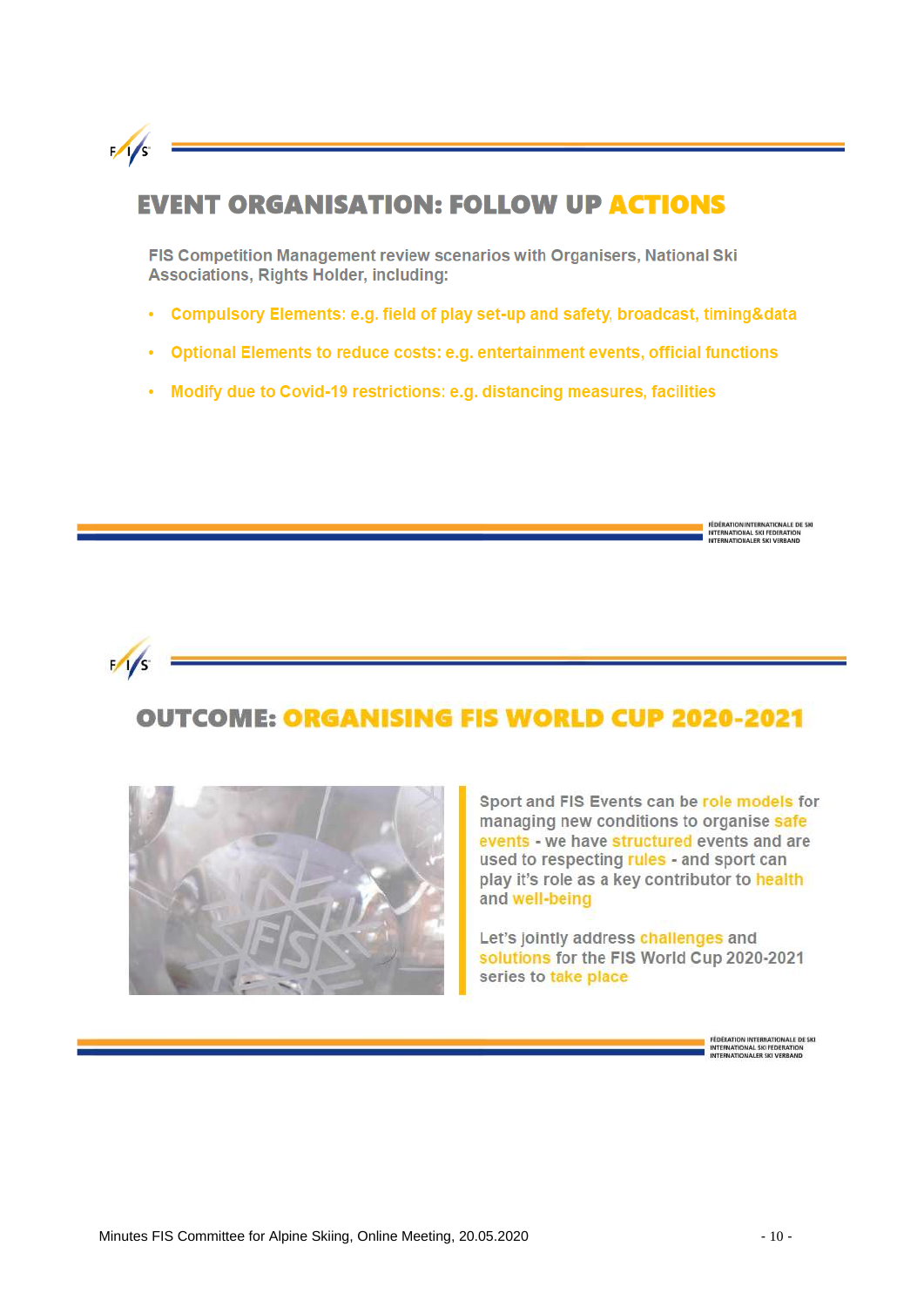## EVENT ORGANISATION: FOLLOW UP ACTIONS

FIS Competition Management review scenarios with Organisers, National Ski Associations, Rights Holder, including:

- Compulsory Elements: e.g. field of play set-up and safety, broadcast, timing&data
- Optional Elements to reduce costs: e.g. entertainment events, official functions
- Modify due to Covid-19 restrictions: e.g. distancing measures, facilities

## OUTCOME: ORGANISING FIS WORLD CUP 2020-2021

Sport and FIS Events can be role models for managing new conditions to organise safe events - we have structured events and are used to respecting rules - and sport can play it's role as a key contributor to health and well-being

Let's jointly address challenges and solutions for the FIS World Cup 2020-2021 series to take place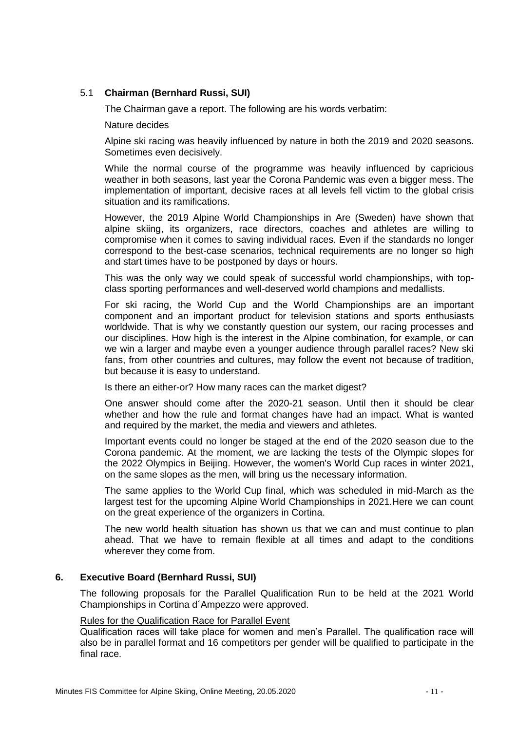### 5.1 **Chairman (Bernhard Russi, SUI)**

The Chairman gave a report. The following are his words verbatim:

Nature decides

Alpine ski racing was heavily influenced by nature in both the 2019 and 2020 seasons. Sometimes even decisively.

While the normal course of the programme was heavily influenced by capricious weather in both seasons, last year the Corona Pandemic was even a bigger mess. The implementation of important, decisive races at all levels fell victim to the global crisis situation and its ramifications.

However, the 2019 Alpine World Championships in Are (Sweden) have shown that alpine skiing, its organizers, race directors, coaches and athletes are willing to compromise when it comes to saving individual races. Even if the standards no longer correspond to the best-case scenarios, technical requirements are no longer so high and start times have to be postponed by days or hours.

This was the only way we could speak of successful world championships, with top-class sporting performances and well-deserved world champions and medallists.

For ski racing, the World Cup and the World Championships are an important component and an important product for television stations and sports enthusiasts worldwide. That is why we constantly question our system, our racing processes and our disciplines. How high is the interest in the Alpine combination, for example, or can we win a larger and maybe even a younger audience through parallel races? New ski fans, from other countries and cultures, may follow the event not because of tradition, but because it is easy to understand.

Is there an either-or? How many races can the market digest?

One answer should come after the 2020-21 season. Until then it should be clear whether and how the rule and format changes have had an impact. What is wanted and required by the market, the media and viewers and athletes.

Important events could no longer be staged at the end of the 2020 season due to the Corona pandemic. At the moment, we are lacking the tests of the Olympic slopes for the 2022 Olympics in Beijing. However, the women's World Cup races in winter 2021, on the same slopes as the men, will bring us the necessary information.

The same applies to the World Cup final, which was scheduled in mid-March as the largest test for the upcoming Alpine World Championships in 2021.Here we can count on the great experience of the organizers in Cortina.

The new world health situation has shown us that we can and must continue to plan ahead. That we have to remain flexible at all times and adapt to the conditions wherever they come from.

## 6. Executive Board (Bernhard Russi, SUI)

The following proposals for the Parallel Qualification Run to be held at the 2021 World Championships in Cortina d´Ampezzo were approved.

Rules for the Qualification Race for Parallel Event

Qualification races will take place for women and men's Parallel. The qualification race will also be in parallel format and 16 competitors per gender will be qualified to participate in the final race.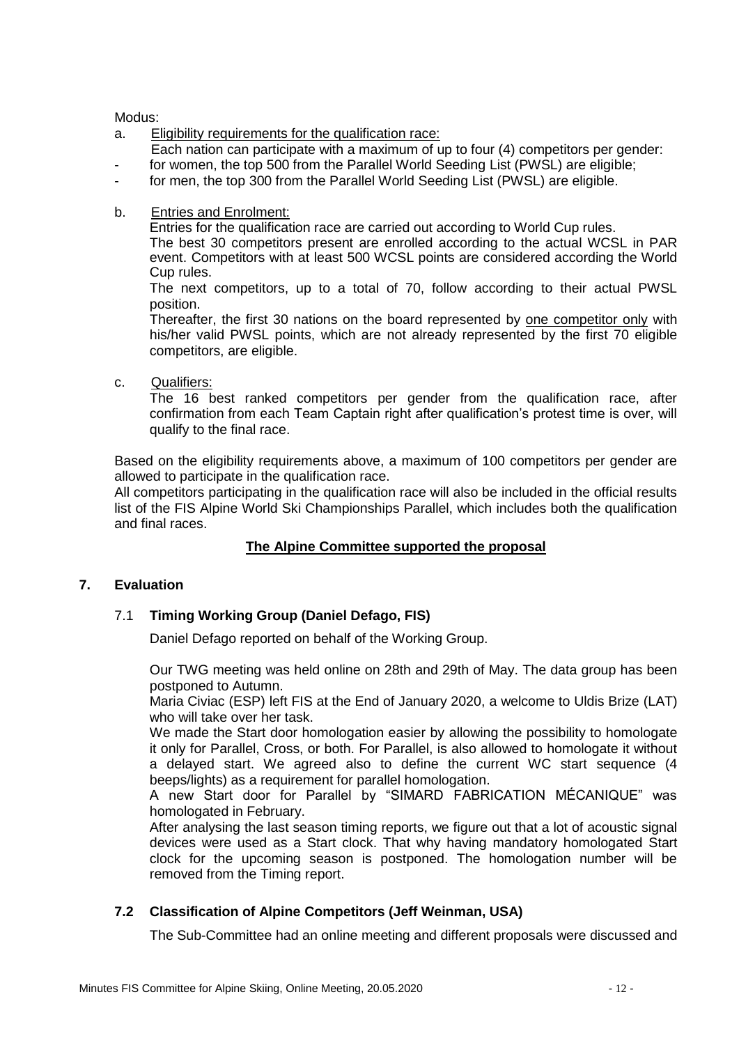Modus:

a. Eligibility requirements for the qualification race:
Each nation can participate with a maximum of up to four (4) competitors per gender:
- for women, the top 500 from the Parallel World Seeding List (PWSL) are eligible;
- for men, the top 300 from the Parallel World Seeding List (PWSL) are eligible.

b. Entries and Enrolment:
Entries for the qualification race are carried out according to World Cup rules.
The best 30 competitors present are enrolled according to the actual WCSL in PAR event. Competitors with at least 500 WCSL points are considered according the World Cup rules.
The next competitors, up to a total of 70, follow according to their actual PWSL position.
Thereafter, the first 30 nations on the board represented by one competitor only with his/her valid PWSL points, which are not already represented by the first 70 eligible competitors, are eligible.

c. Qualifiers:
The 16 best ranked competitors per gender from the qualification race, after confirmation from each Team Captain right after qualification's protest time is over, will qualify to the final race.

Based on the eligibility requirements above, a maximum of 100 competitors per gender are allowed to participate in the qualification race.
All competitors participating in the qualification race will also be included in the official results list of the FIS Alpine World Ski Championships Parallel, which includes both the qualification and final races.

**The Alpine Committee supported the proposal**

## 7. Evaluation

### 7.1 Timing Working Group (Daniel Defago, FIS)

Daniel Defago reported on behalf of the Working Group.

Our TWG meeting was held online on 28th and 29th of May. The data group has been postponed to Autumn.
Maria Civiac (ESP) left FIS at the End of January 2020, a welcome to Uldis Brize (LAT) who will take over her task.
We made the Start door homologation easier by allowing the possibility to homologate it only for Parallel, Cross, or both. For Parallel, is also allowed to homologate it without a delayed start. We agreed also to define the current WC start sequence (4 beeps/lights) as a requirement for parallel homologation.
A new Start door for Parallel by "SIMARD FABRICATION MÉCANIQUE" was homologated in February.
After analysing the last season timing reports, we figure out that a lot of acoustic signal devices were used as a Start clock. That why having mandatory homologated Start clock for the upcoming season is postponed. The homologation number will be removed from the Timing report.

### 7.2 Classification of Alpine Competitors (Jeff Weinman, USA)

The Sub-Committee had an online meeting and different proposals were discussed and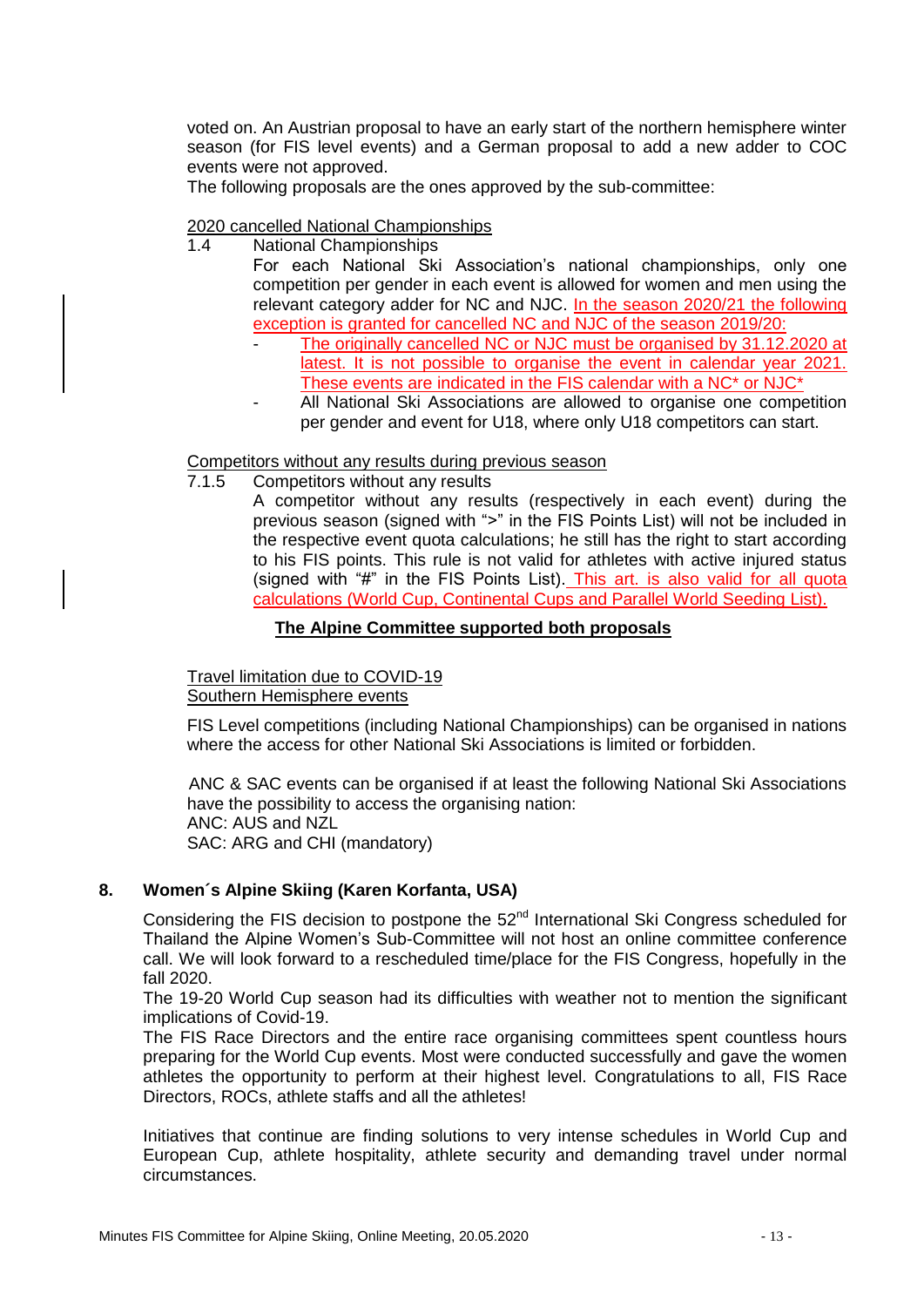voted on. An Austrian proposal to have an early start of the northern hemisphere winter season (for FIS level events) and a German proposal to add a new adder to COC events were not approved.
The following proposals are the ones approved by the sub-committee:

2020 cancelled National Championships

1.4 National Championships

For each National Ski Association's national championships, only one competition per gender in each event is allowed for women and men using the relevant category adder for NC and NJC. In the season 2020/21 the following exception is granted for cancelled NC and NJC of the season 2019/20:

- The originally cancelled NC or NJC must be organised by 31.12.2020 at latest. It is not possible to organise the event in calendar year 2021. These events are indicated in the FIS calendar with a NC* or NJC*
- All National Ski Associations are allowed to organise one competition per gender and event for U18, where only U18 competitors can start.

Competitors without any results during previous season

7.1.5 Competitors without any results

A competitor without any results (respectively in each event) during the previous season (signed with ">" in the FIS Points List) will not be included in the respective event quota calculations; he still has the right to start according to his FIS points. This rule is not valid for athletes with active injured status (signed with "#" in the FIS Points List). This art. is also valid for all quota calculations (World Cup, Continental Cups and Parallel World Seeding List).

**The Alpine Committee supported both proposals**

Travel limitation due to COVID-19
Southern Hemisphere events

FIS Level competitions (including National Championships) can be organised in nations where the access for other National Ski Associations is limited or forbidden.

ANC & SAC events can be organised if at least the following National Ski Associations have the possibility to access the organising nation:
ANC: AUS and NZL
SAC: ARG and CHI (mandatory)

## 8. Women´s Alpine Skiing (Karen Korfanta, USA)

Considering the FIS decision to postpone the 52nd International Ski Congress scheduled for Thailand the Alpine Women's Sub-Committee will not host an online committee conference call. We will look forward to a rescheduled time/place for the FIS Congress, hopefully in the fall 2020.
The 19-20 World Cup season had its difficulties with weather not to mention the significant implications of Covid-19.
The FIS Race Directors and the entire race organising committees spent countless hours preparing for the World Cup events. Most were conducted successfully and gave the women athletes the opportunity to perform at their highest level. Congratulations to all, FIS Race Directors, ROCs, athlete staffs and all the athletes!

Initiatives that continue are finding solutions to very intense schedules in World Cup and European Cup, athlete hospitality, athlete security and demanding travel under normal circumstances.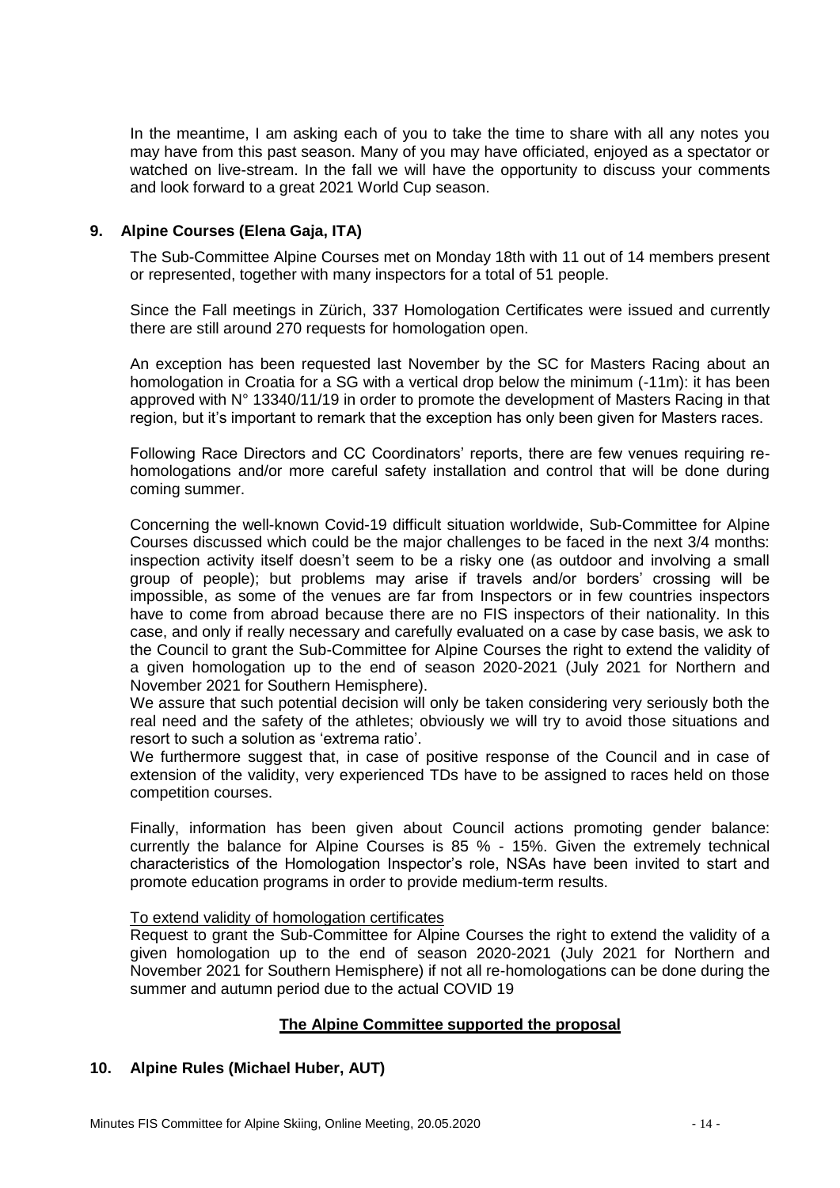In the meantime, I am asking each of you to take the time to share with all any notes you may have from this past season. Many of you may have officiated, enjoyed as a spectator or watched on live-stream. In the fall we will have the opportunity to discuss your comments and look forward to a great 2021 World Cup season.

## 9. Alpine Courses (Elena Gaja, ITA)

The Sub-Committee Alpine Courses met on Monday 18th with 11 out of 14 members present or represented, together with many inspectors for a total of 51 people.

Since the Fall meetings in Zürich, 337 Homologation Certificates were issued and currently there are still around 270 requests for homologation open.

An exception has been requested last November by the SC for Masters Racing about an homologation in Croatia for a SG with a vertical drop below the minimum (-11m): it has been approved with N° 13340/11/19 in order to promote the development of Masters Racing in that region, but it's important to remark that the exception has only been given for Masters races.

Following Race Directors and CC Coordinators' reports, there are few venues requiring re-homologations and/or more careful safety installation and control that will be done during coming summer.

Concerning the well-known Covid-19 difficult situation worldwide, Sub-Committee for Alpine Courses discussed which could be the major challenges to be faced in the next 3/4 months: inspection activity itself doesn't seem to be a risky one (as outdoor and involving a small group of people); but problems may arise if travels and/or borders' crossing will be impossible, as some of the venues are far from Inspectors or in few countries inspectors have to come from abroad because there are no FIS inspectors of their nationality. In this case, and only if really necessary and carefully evaluated on a case by case basis, we ask to the Council to grant the Sub-Committee for Alpine Courses the right to extend the validity of a given homologation up to the end of season 2020-2021 (July 2021 for Northern and November 2021 for Southern Hemisphere).
We assure that such potential decision will only be taken considering very seriously both the real need and the safety of the athletes; obviously we will try to avoid those situations and resort to such a solution as 'extrema ratio'.
We furthermore suggest that, in case of positive response of the Council and in case of extension of the validity, very experienced TDs have to be assigned to races held on those competition courses.

Finally, information has been given about Council actions promoting gender balance: currently the balance for Alpine Courses is 85 % - 15%. Given the extremely technical characteristics of the Homologation Inspector's role, NSAs have been invited to start and promote education programs in order to provide medium-term results.

To extend validity of homologation certificates
Request to grant the Sub-Committee for Alpine Courses the right to extend the validity of a given homologation up to the end of season 2020-2021 (July 2021 for Northern and November 2021 for Southern Hemisphere) if not all re-homologations can be done during the summer and autumn period due to the actual COVID 19

**The Alpine Committee supported the proposal**

## 10. Alpine Rules (Michael Huber, AUT)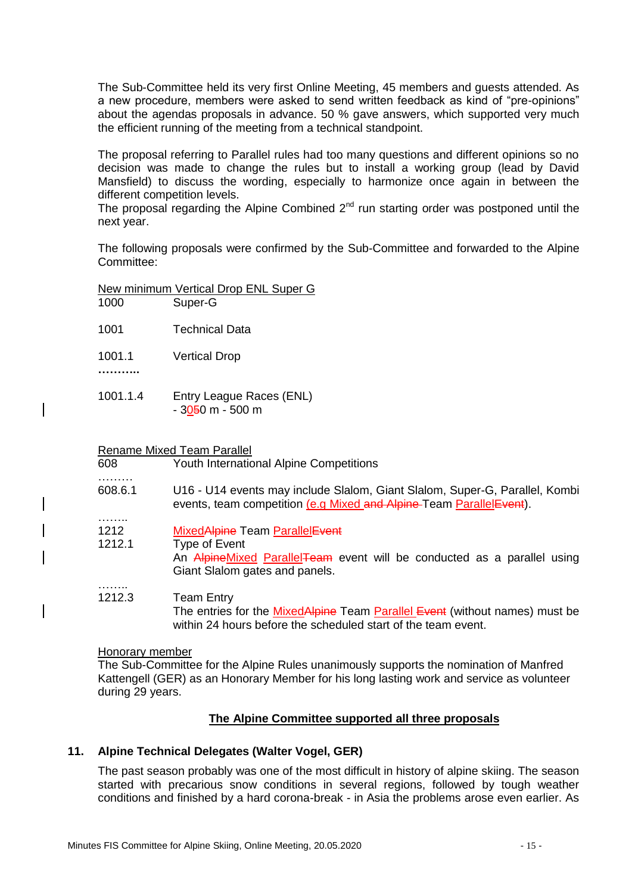The Sub-Committee held its very first Online Meeting, 45 members and guests attended. As a new procedure, members were asked to send written feedback as kind of "pre-opinions" about the agendas proposals in advance. 50 % gave answers, which supported very much the efficient running of the meeting from a technical standpoint.

The proposal referring to Parallel rules had too many questions and different opinions so no decision was made to change the rules but to install a working group (lead by David Mansfield) to discuss the wording, especially to harmonize once again in between the different competition levels.
The proposal regarding the Alpine Combined 2nd run starting order was postponed until the next year.

The following proposals were confirmed by the Sub-Committee and forwarded to the Alpine Committee:

New minimum Vertical Drop ENL Super G

1000 Super-G

1001 Technical Data

1001.1 Vertical Drop

………..

1001.1.4 Entry League Races (ENL)
- 3~~5~~00 m - 500 m

Rename Mixed Team Parallel

608 Youth International Alpine Competitions

………

608.6.1 U16 - U14 events may include Slalom, Giant Slalom, Super-G, Parallel, Kombi events, team competition (e.g Mixed ~~and Alpine~~ Team Parallel~~Event~~).

……..

1212 Mixed~~Alpine~~ Team Parallel~~Event~~

1212.1 Type of Event
An ~~Alpine~~Mixed Parallel~~Team~~ event will be conducted as a parallel using Giant Slalom gates and panels.

……..

1212.3 Team Entry
The entries for the Mixed~~Alpine~~ Team Parallel ~~Event~~ (without names) must be within 24 hours before the scheduled start of the team event.

Honorary member

The Sub-Committee for the Alpine Rules unanimously supports the nomination of Manfred Kattengell (GER) as an Honorary Member for his long lasting work and service as volunteer during 29 years.

**The Alpine Committee supported all three proposals**

## 11. Alpine Technical Delegates (Walter Vogel, GER)

The past season probably was one of the most difficult in history of alpine skiing. The season started with precarious snow conditions in several regions, followed by tough weather conditions and finished by a hard corona-break - in Asia the problems arose even earlier. As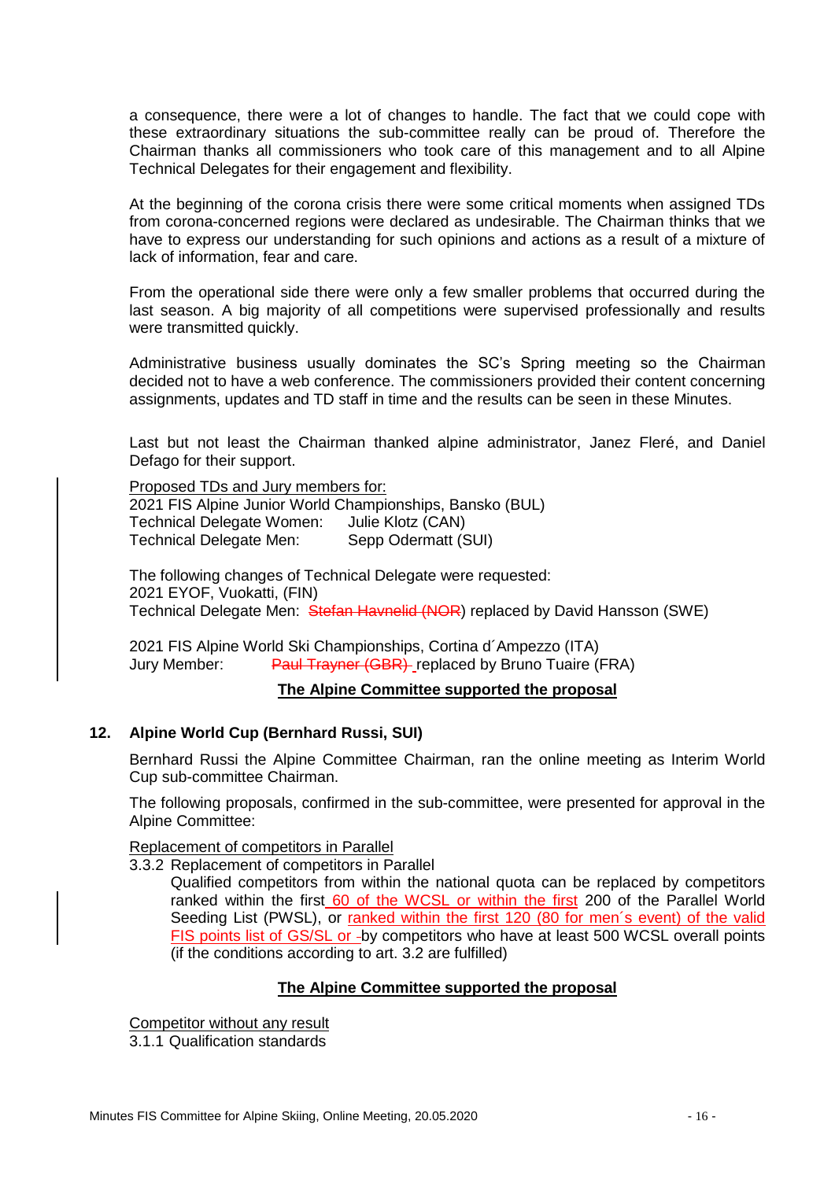a consequence, there were a lot of changes to handle. The fact that we could cope with these extraordinary situations the sub-committee really can be proud of. Therefore the Chairman thanks all commissioners who took care of this management and to all Alpine Technical Delegates for their engagement and flexibility.

At the beginning of the corona crisis there were some critical moments when assigned TDs from corona-concerned regions were declared as undesirable. The Chairman thinks that we have to express our understanding for such opinions and actions as a result of a mixture of lack of information, fear and care.

From the operational side there were only a few smaller problems that occurred during the last season. A big majority of all competitions were supervised professionally and results were transmitted quickly.

Administrative business usually dominates the SC's Spring meeting so the Chairman decided not to have a web conference. The commissioners provided their content concerning assignments, updates and TD staff in time and the results can be seen in these Minutes.

Last but not least the Chairman thanked alpine administrator, Janez Fleré, and Daniel Defago for their support.

Proposed TDs and Jury members for:
2021 FIS Alpine Junior World Championships, Bansko (BUL)
Technical Delegate Women: Julie Klotz (CAN)
Technical Delegate Men: Sepp Odermatt (SUI)

The following changes of Technical Delegate were requested:
2021 EYOF, Vuokatti, (FIN)
Technical Delegate Men: ~~Stefan Havnelid (NOR~~) replaced by David Hansson (SWE)

2021 FIS Alpine World Ski Championships, Cortina d´Ampezzo (ITA)
Jury Member: ~~Paul Trayner (GBR)~~ replaced by Bruno Tuaire (FRA)

**The Alpine Committee supported the proposal**

## 12. Alpine World Cup (Bernhard Russi, SUI)

Bernhard Russi the Alpine Committee Chairman, ran the online meeting as Interim World Cup sub-committee Chairman.

The following proposals, confirmed in the sub-committee, were presented for approval in the Alpine Committee:

Replacement of competitors in Parallel

3.3.2 Replacement of competitors in Parallel

Qualified competitors from within the national quota can be replaced by competitors ranked within the first 60 of the WCSL or within the first 200 of the Parallel World Seeding List (PWSL), or ranked within the first 120 (80 for men´s event) of the valid FIS points list of GS/SL or by competitors who have at least 500 WCSL overall points (if the conditions according to art. 3.2 are fulfilled)

**The Alpine Committee supported the proposal**

Competitor without any result

3.1.1 Qualification standards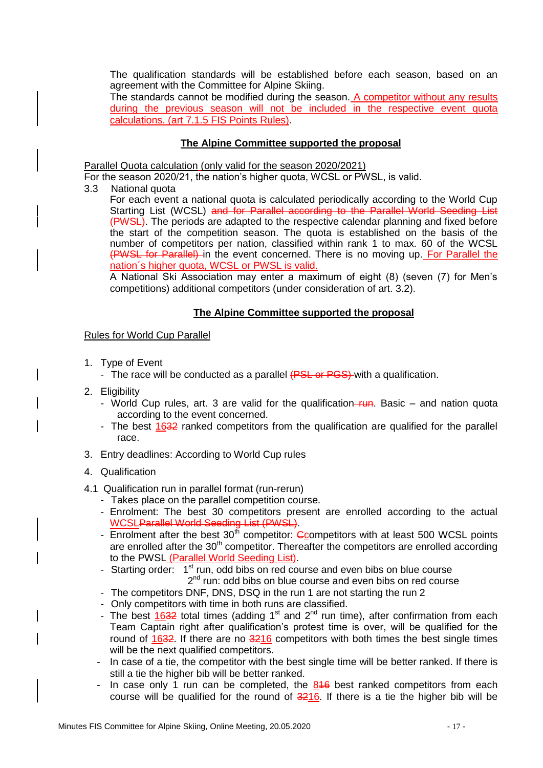The qualification standards will be established before each season, based on an agreement with the Committee for Alpine Skiing.

The standards cannot be modified during the season. A competitor without any results during the previous season will not be included in the respective event quota calculations. (art 7.1.5 FIS Points Rules).

**The Alpine Committee supported the proposal**

Parallel Quota calculation (only valid for the season 2020/2021)

For the season 2020/21, the nation's higher quota, WCSL or PWSL, is valid.

3.3 National quota

For each event a national quota is calculated periodically according to the World Cup Starting List (WCSL) ~~and for Parallel according to the Parallel World Seeding List (PWSL)~~. The periods are adapted to the respective calendar planning and fixed before the start of the competition season. The quota is established on the basis of the number of competitors per nation, classified within rank 1 to max. 60 of the WCSL ~~(PWSL for Parallel)~~ in the event concerned. There is no moving up. For Parallel the nation´s higher quota, WCSL or PWSL is valid.

A National Ski Association may enter a maximum of eight (8) (seven (7) for Men's competitions) additional competitors (under consideration of art. 3.2).

**The Alpine Committee supported the proposal**

Rules for World Cup Parallel

1. Type of Event
   - The race will be conducted as a parallel ~~(PSL or PGS)~~ with a qualification.
2. Eligibility
   - World Cup rules, art. 3 are valid for the qualification ~~run~~. Basic – and nation quota according to the event concerned.
   - The best 16~~32~~ ranked competitors from the qualification are qualified for the parallel race.
3. Entry deadlines: According to World Cup rules
4. Qualification

4.1 Qualification run in parallel format (run-rerun)

- Takes place on the parallel competition course.
- Enrolment: The best 30 competitors present are enrolled according to the actual WCSL~~Parallel World Seeding List (PWSL)~~.
- Enrolment after the best 30th competitor: ~~C~~competitors with at least 500 WCSL points are enrolled after the 30th competitor. Thereafter the competitors are enrolled according to the PWSL (Parallel World Seeding List).
- Starting order: 1st run, odd bibs on red course and even bibs on blue course
  2nd run: odd bibs on blue course and even bibs on red course
- The competitors DNF, DNS, DSQ in the run 1 are not starting the run 2
- Only competitors with time in both runs are classified.
- The best 16~~32~~ total times (adding 1st and 2nd run time), after confirmation from each Team Captain right after qualification's protest time is over, will be qualified for the round of 16~~32~~. If there are no ~~32~~16 competitors with both times the best single times will be the next qualified competitors.
- In case of a tie, the competitor with the best single time will be better ranked. If there is still a tie the higher bib will be better ranked.
- In case only 1 run can be completed, the 8~~16~~ best ranked competitors from each course will be qualified for the round of ~~32~~16. If there is a tie the higher bib will be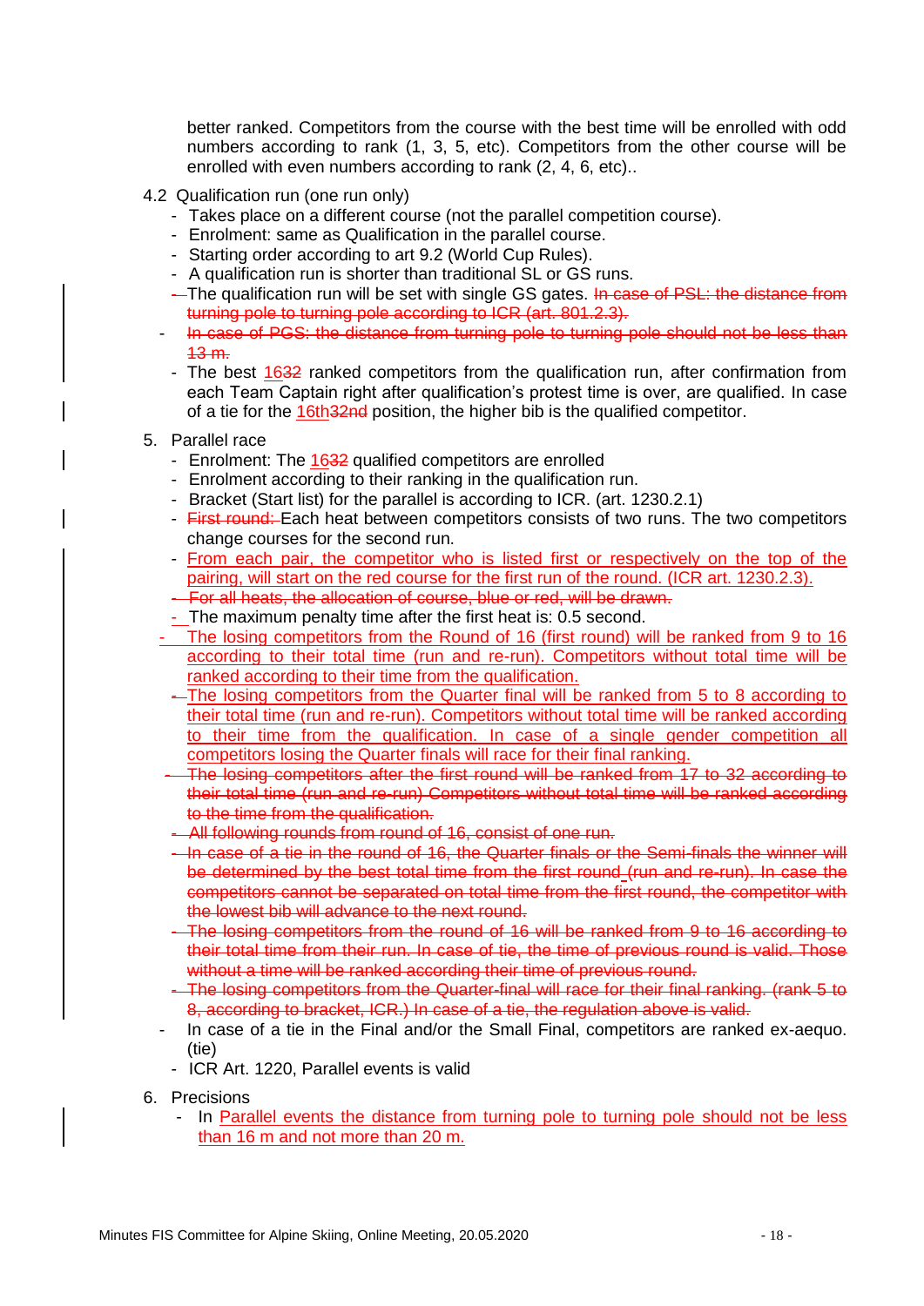better ranked. Competitors from the course with the best time will be enrolled with odd numbers according to rank (1, 3, 5, etc). Competitors from the other course will be enrolled with even numbers according to rank (2, 4, 6, etc)..

4.2 Qualification run (one run only)

- Takes place on a different course (not the parallel competition course).
- Enrolment: same as Qualification in the parallel course.
- Starting order according to art 9.2 (World Cup Rules).
- A qualification run is shorter than traditional SL or GS runs.
- The qualification run will be set with single GS gates. ~~In case of PSL: the distance from turning pole to turning pole according to ICR (art. 801.2.3).~~
- ~~In case of PGS: the distance from turning pole to turning pole should not be less than 13 m.~~
- The best 16~~32~~ ranked competitors from the qualification run, after confirmation from each Team Captain right after qualification's protest time is over, are qualified. In case of a tie for the 16th~~32nd~~ position, the higher bib is the qualified competitor.

5. Parallel race

- Enrolment: The 16~~32~~ qualified competitors are enrolled
- Enrolment according to their ranking in the qualification run.
- Bracket (Start list) for the parallel is according to ICR. (art. 1230.2.1)
- ~~First round:~~ Each heat between competitors consists of two runs. The two competitors change courses for the second run.
- From each pair, the competitor who is listed first or respectively on the top of the pairing, will start on the red course for the first run of the round. (ICR art. 1230.2.3).
- ~~For all heats, the allocation of course, blue or red, will be drawn.~~
- The maximum penalty time after the first heat is: 0.5 second.
- The losing competitors from the Round of 16 (first round) will be ranked from 9 to 16 according to their total time (run and re-run). Competitors without total time will be ranked according to their time from the qualification.
- The losing competitors from the Quarter final will be ranked from 5 to 8 according to their total time (run and re-run). Competitors without total time will be ranked according to their time from the qualification. In case of a single gender competition all competitors losing the Quarter finals will race for their final ranking.
- ~~The losing competitors after the first round will be ranked from 17 to 32 according to their total time (run and re-run) Competitors without total time will be ranked according to the time from the qualification.~~
- ~~All following rounds from round of 16, consist of one run.~~
- ~~In case of a tie in the round of 16, the Quarter finals or the Semi-finals the winner will be determined by the best total time from the first round (run and re-run). In case the competitors cannot be separated on total time from the first round, the competitor with the lowest bib will advance to the next round.~~
- ~~The losing competitors from the round of 16 will be ranked from 9 to 16 according to their total time from their run. In case of tie, the time of previous round is valid. Those without a time will be ranked according their time of previous round.~~
- ~~The losing competitors from the Quarter-final will race for their final ranking. (rank 5 to 8, according to bracket, ICR.) In case of a tie, the regulation above is valid.~~
- In case of a tie in the Final and/or the Small Final, competitors are ranked ex-aequo. (tie)
- ICR Art. 1220, Parallel events is valid

6. Precisions

- In Parallel events the distance from turning pole to turning pole should not be less than 16 m and not more than 20 m.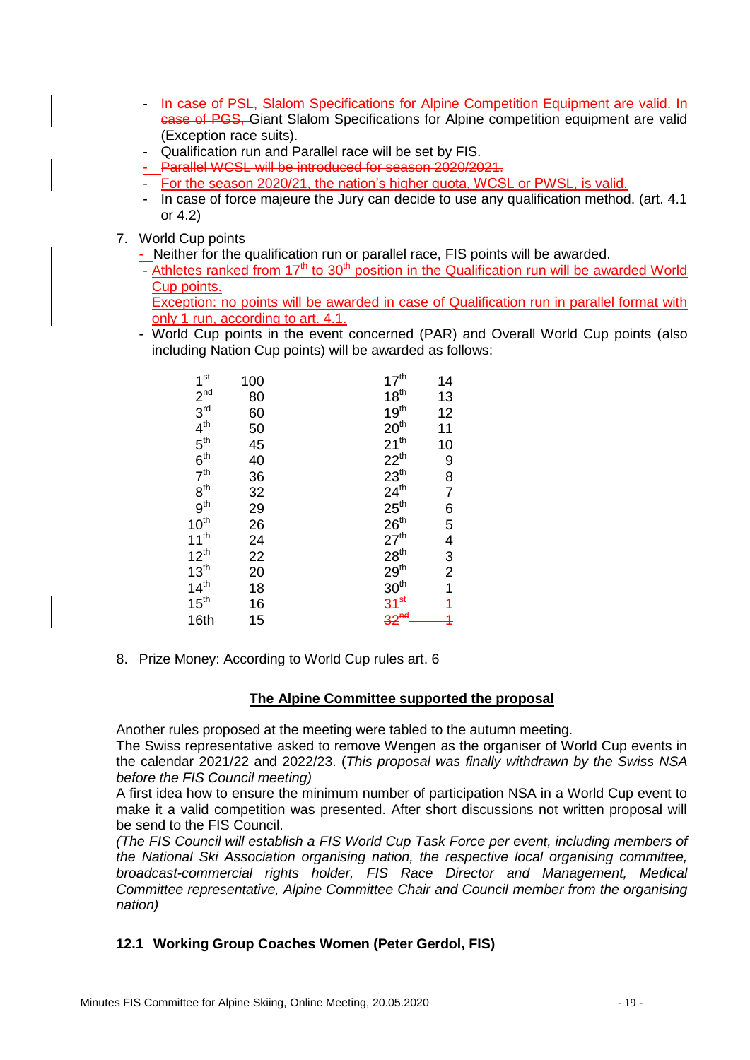- ~~In case of PSL, Slalom Specifications for Alpine Competition Equipment are valid. In case of PGS,~~ Giant Slalom Specifications for Alpine competition equipment are valid (Exception race suits).
- Qualification run and Parallel race will be set by FIS.
- ~~Parallel WCSL will be introduced for season 2020/2021.~~
- For the season 2020/21, the nation's higher quota, WCSL or PWSL, is valid.
- In case of force majeure the Jury can decide to use any qualification method. (art. 4.1 or 4.2)

7. World Cup points
   - Neither for the qualification run or parallel race, FIS points will be awarded.
   - Athletes ranked from 17th to 30th position in the Qualification run will be awarded World Cup points.
     Exception: no points will be awarded in case of Qualification run in parallel format with only 1 run, according to art. 4.1.
   - World Cup points in the event concerned (PAR) and Overall World Cup points (also including Nation Cup points) will be awarded as follows:

| Rank | Points | Rank | Points |
|---|---|---|---|
| 1st | 100 | 17th | 14 |
| 2nd | 80 | 18th | 13 |
| 3rd | 60 | 19th | 12 |
| 4th | 50 | 20th | 11 |
| 5th | 45 | 21th | 10 |
| 6th | 40 | 22th | 9 |
| 7th | 36 | 23th | 8 |
| 8th | 32 | 24th | 7 |
| 9th | 29 | 25th | 6 |
| 10th | 26 | 26th | 5 |
| 11th | 24 | 27th | 4 |
| 12th | 22 | 28th | 3 |
| 13th | 20 | 29th | 2 |
| 14th | 18 | 30th | 1 |
| 15th | 16 | ~~31st~~ | ~~1~~ |
| 16th | 15 | ~~32nd~~ | ~~1~~ |

8. Prize Money: According to World Cup rules art. 6

**The Alpine Committee supported the proposal**

Another rules proposed at the meeting were tabled to the autumn meeting.
The Swiss representative asked to remove Wengen as the organiser of World Cup events in the calendar 2021/22 and 2022/23. (*This proposal was finally withdrawn by the Swiss NSA before the FIS Council meeting)*
A first idea how to ensure the minimum number of participation NSA in a World Cup event to make it a valid competition was presented. After short discussions not written proposal will be send to the FIS Council.
*(The FIS Council will establish a FIS World Cup Task Force per event, including members of the National Ski Association organising nation, the respective local organising committee, broadcast-commercial rights holder, FIS Race Director and Management, Medical Committee representative, Alpine Committee Chair and Council member from the organising nation)*

### 12.1 Working Group Coaches Women (Peter Gerdol, FIS)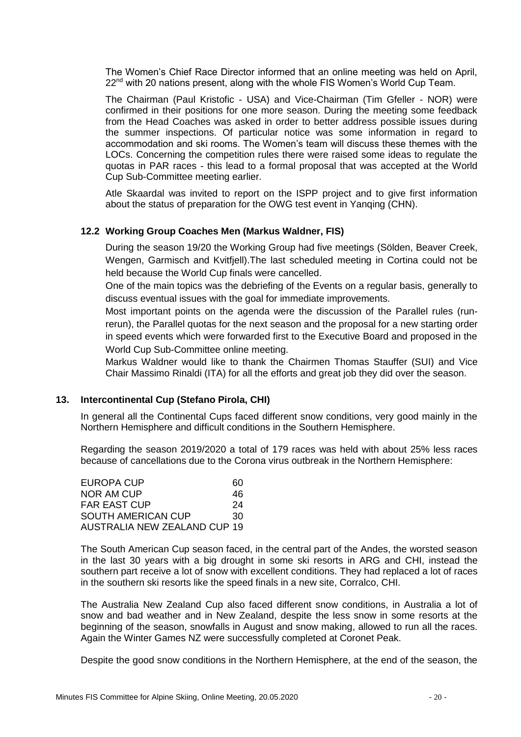The Women's Chief Race Director informed that an online meeting was held on April, 22nd with 20 nations present, along with the whole FIS Women's World Cup Team.

The Chairman (Paul Kristofic - USA) and Vice-Chairman (Tim Gfeller - NOR) were confirmed in their positions for one more season. During the meeting some feedback from the Head Coaches was asked in order to better address possible issues during the summer inspections. Of particular notice was some information in regard to accommodation and ski rooms. The Women's team will discuss these themes with the LOCs. Concerning the competition rules there were raised some ideas to regulate the quotas in PAR races - this lead to a formal proposal that was accepted at the World Cup Sub-Committee meeting earlier.

Atle Skaardal was invited to report on the ISPP project and to give first information about the status of preparation for the OWG test event in Yanqing (CHN).

### 12.2 Working Group Coaches Men (Markus Waldner, FIS)

During the season 19/20 the Working Group had five meetings (Sölden, Beaver Creek, Wengen, Garmisch and Kvitfjell).The last scheduled meeting in Cortina could not be held because the World Cup finals were cancelled.

One of the main topics was the debriefing of the Events on a regular basis, generally to discuss eventual issues with the goal for immediate improvements.

Most important points on the agenda were the discussion of the Parallel rules (run-rerun), the Parallel quotas for the next season and the proposal for a new starting order in speed events which were forwarded first to the Executive Board and proposed in the World Cup Sub-Committee online meeting.

Markus Waldner would like to thank the Chairmen Thomas Stauffer (SUI) and Vice Chair Massimo Rinaldi (ITA) for all the efforts and great job they did over the season.

## 13. Intercontinental Cup (Stefano Pirola, CHI)

In general all the Continental Cups faced different snow conditions, very good mainly in the Northern Hemisphere and difficult conditions in the Southern Hemisphere.

Regarding the season 2019/2020 a total of 179 races was held with about 25% less races because of cancellations due to the Corona virus outbreak in the Northern Hemisphere:

| | |
|---|---|
| EUROPA CUP | 60 |
| NOR AM CUP | 46 |
| FAR EAST CUP | 24 |
| SOUTH AMERICAN CUP | 30 |
| AUSTRALIA NEW ZEALAND CUP | 19 |

The South American Cup season faced, in the central part of the Andes, the worsted season in the last 30 years with a big drought in some ski resorts in ARG and CHI, instead the southern part receive a lot of snow with excellent conditions. They had replaced a lot of races in the southern ski resorts like the speed finals in a new site, Corralco, CHI.

The Australia New Zealand Cup also faced different snow conditions, in Australia a lot of snow and bad weather and in New Zealand, despite the less snow in some resorts at the beginning of the season, snowfalls in August and snow making, allowed to run all the races. Again the Winter Games NZ were successfully completed at Coronet Peak.

Despite the good snow conditions in the Northern Hemisphere, at the end of the season, the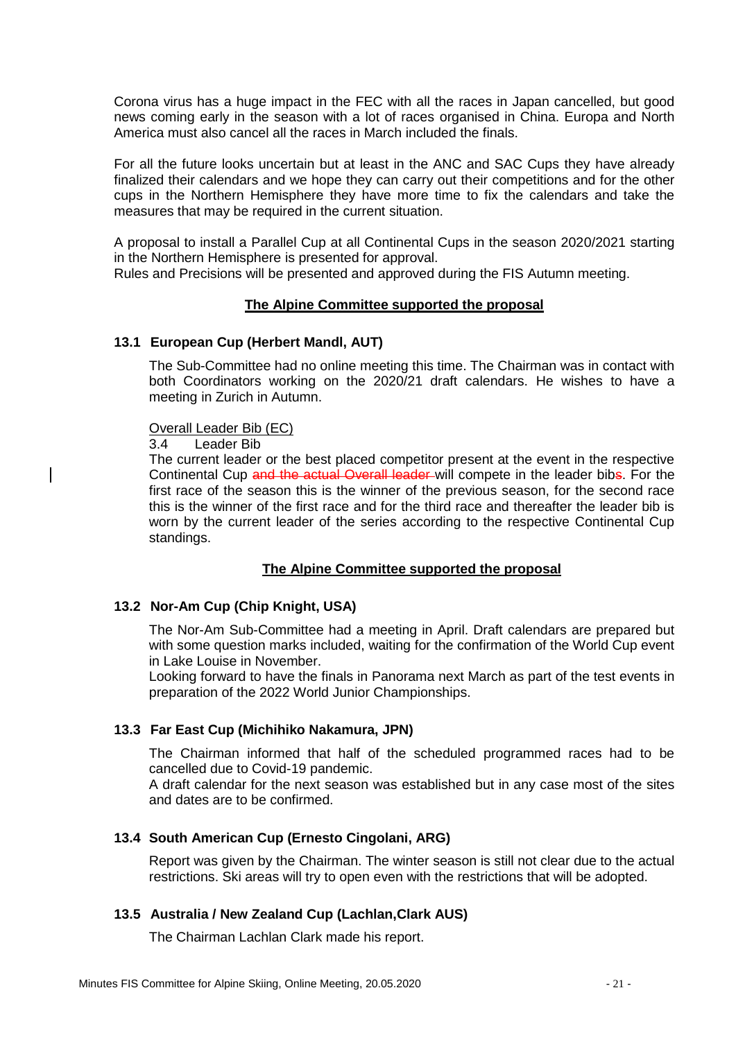Corona virus has a huge impact in the FEC with all the races in Japan cancelled, but good news coming early in the season with a lot of races organised in China. Europa and North America must also cancel all the races in March included the finals.

For all the future looks uncertain but at least in the ANC and SAC Cups they have already finalized their calendars and we hope they can carry out their competitions and for the other cups in the Northern Hemisphere they have more time to fix the calendars and take the measures that may be required in the current situation.

A proposal to install a Parallel Cup at all Continental Cups in the season 2020/2021 starting in the Northern Hemisphere is presented for approval.
Rules and Precisions will be presented and approved during the FIS Autumn meeting.

**The Alpine Committee supported the proposal**

### 13.1 European Cup (Herbert Mandl, AUT)

The Sub-Committee had no online meeting this time. The Chairman was in contact with both Coordinators working on the 2020/21 draft calendars. He wishes to have a meeting in Zurich in Autumn.

Overall Leader Bib (EC)

3.4 Leader Bib

The current leader or the best placed competitor present at the event in the respective Continental Cup ~~and the actual Overall leader~~ will compete in the leader bib~~s~~. For the first race of the season this is the winner of the previous season, for the second race this is the winner of the first race and for the third race and thereafter the leader bib is worn by the current leader of the series according to the respective Continental Cup standings.

**The Alpine Committee supported the proposal**

### 13.2 Nor-Am Cup (Chip Knight, USA)

The Nor-Am Sub-Committee had a meeting in April. Draft calendars are prepared but with some question marks included, waiting for the confirmation of the World Cup event in Lake Louise in November.
Looking forward to have the finals in Panorama next March as part of the test events in preparation of the 2022 World Junior Championships.

### 13.3 Far East Cup (Michihiko Nakamura, JPN)

The Chairman informed that half of the scheduled programmed races had to be cancelled due to Covid-19 pandemic.
A draft calendar for the next season was established but in any case most of the sites and dates are to be confirmed.

### 13.4 South American Cup (Ernesto Cingolani, ARG)

Report was given by the Chairman. The winter season is still not clear due to the actual restrictions. Ski areas will try to open even with the restrictions that will be adopted.

### 13.5 Australia / New Zealand Cup (Lachlan,Clark AUS)

The Chairman Lachlan Clark made his report.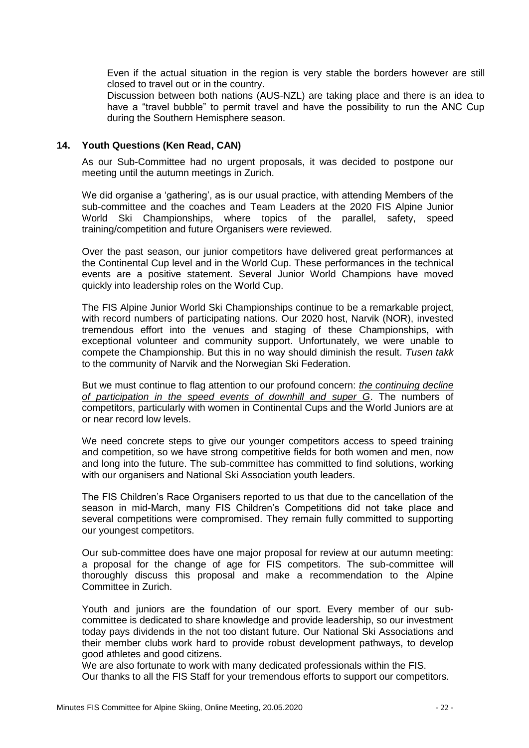Even if the actual situation in the region is very stable the borders however are still closed to travel out or in the country.
Discussion between both nations (AUS-NZL) are taking place and there is an idea to have a "travel bubble" to permit travel and have the possibility to run the ANC Cup during the Southern Hemisphere season.

### 14. Youth Questions (Ken Read, CAN)

As our Sub-Committee had no urgent proposals, it was decided to postpone our meeting until the autumn meetings in Zurich.

We did organise a 'gathering', as is our usual practice, with attending Members of the sub-committee and the coaches and Team Leaders at the 2020 FIS Alpine Junior World Ski Championships, where topics of the parallel, safety, speed training/competition and future Organisers were reviewed.

Over the past season, our junior competitors have delivered great performances at the Continental Cup level and in the World Cup. These performances in the technical events are a positive statement. Several Junior World Champions have moved quickly into leadership roles on the World Cup.

The FIS Alpine Junior World Ski Championships continue to be a remarkable project, with record numbers of participating nations. Our 2020 host, Narvik (NOR), invested tremendous effort into the venues and staging of these Championships, with exceptional volunteer and community support. Unfortunately, we were unable to compete the Championship. But this in no way should diminish the result. *Tusen takk* to the community of Narvik and the Norwegian Ski Federation.

But we must continue to flag attention to our profound concern: *the continuing decline of participation in the speed events of downhill and super G*. The numbers of competitors, particularly with women in Continental Cups and the World Juniors are at or near record low levels.

We need concrete steps to give our younger competitors access to speed training and competition, so we have strong competitive fields for both women and men, now and long into the future. The sub-committee has committed to find solutions, working with our organisers and National Ski Association youth leaders.

The FIS Children's Race Organisers reported to us that due to the cancellation of the season in mid-March, many FIS Children's Competitions did not take place and several competitions were compromised. They remain fully committed to supporting our youngest competitors.

Our sub-committee does have one major proposal for review at our autumn meeting: a proposal for the change of age for FIS competitors. The sub-committee will thoroughly discuss this proposal and make a recommendation to the Alpine Committee in Zurich.

Youth and juniors are the foundation of our sport. Every member of our sub-committee is dedicated to share knowledge and provide leadership, so our investment today pays dividends in the not too distant future. Our National Ski Associations and their member clubs work hard to provide robust development pathways, to develop good athletes and good citizens.
We are also fortunate to work with many dedicated professionals within the FIS.
Our thanks to all the FIS Staff for your tremendous efforts to support our competitors.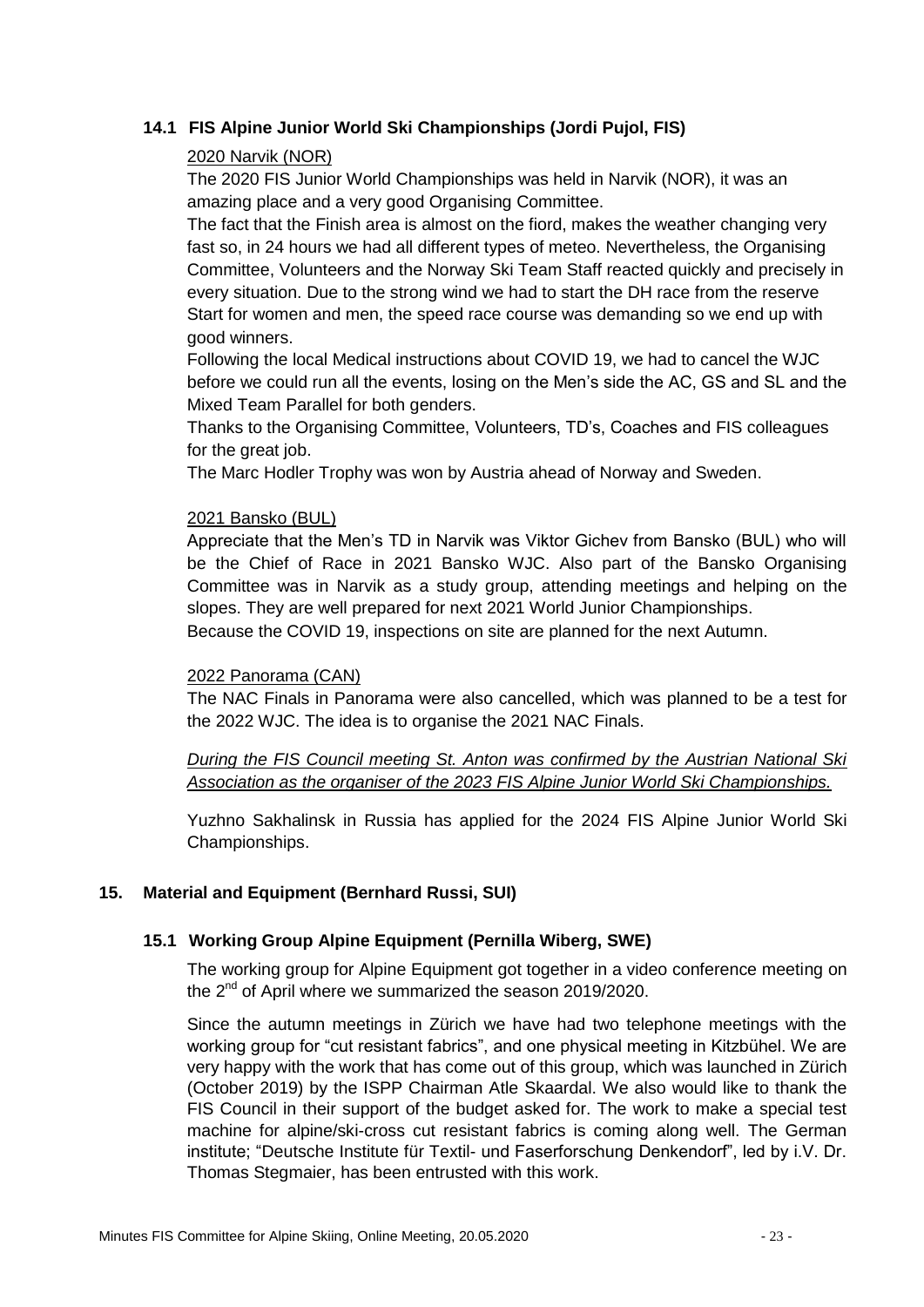### 14.1 FIS Alpine Junior World Ski Championships (Jordi Pujol, FIS)

2020 Narvik (NOR)

The 2020 FIS Junior World Championships was held in Narvik (NOR), it was an amazing place and a very good Organising Committee.

The fact that the Finish area is almost on the fiord, makes the weather changing very fast so, in 24 hours we had all different types of meteo. Nevertheless, the Organising Committee, Volunteers and the Norway Ski Team Staff reacted quickly and precisely in every situation. Due to the strong wind we had to start the DH race from the reserve Start for women and men, the speed race course was demanding so we end up with good winners.

Following the local Medical instructions about COVID 19, we had to cancel the WJC before we could run all the events, losing on the Men's side the AC, GS and SL and the Mixed Team Parallel for both genders.

Thanks to the Organising Committee, Volunteers, TD's, Coaches and FIS colleagues for the great job.

The Marc Hodler Trophy was won by Austria ahead of Norway and Sweden.

2021 Bansko (BUL)

Appreciate that the Men's TD in Narvik was Viktor Gichev from Bansko (BUL) who will be the Chief of Race in 2021 Bansko WJC. Also part of the Bansko Organising Committee was in Narvik as a study group, attending meetings and helping on the slopes. They are well prepared for next 2021 World Junior Championships.

Because the COVID 19, inspections on site are planned for the next Autumn.

2022 Panorama (CAN)

The NAC Finals in Panorama were also cancelled, which was planned to be a test for the 2022 WJC. The idea is to organise the 2021 NAC Finals.

*During the FIS Council meeting St. Anton was confirmed by the Austrian National Ski Association as the organiser of the 2023 FIS Alpine Junior World Ski Championships.*

Yuzhno Sakhalinsk in Russia has applied for the 2024 FIS Alpine Junior World Ski Championships.

## 15. Material and Equipment (Bernhard Russi, SUI)

### 15.1 Working Group Alpine Equipment (Pernilla Wiberg, SWE)

The working group for Alpine Equipment got together in a video conference meeting on the 2nd of April where we summarized the season 2019/2020.

Since the autumn meetings in Zürich we have had two telephone meetings with the working group for "cut resistant fabrics", and one physical meeting in Kitzbühel. We are very happy with the work that has come out of this group, which was launched in Zürich (October 2019) by the ISPP Chairman Atle Skaardal. We also would like to thank the FIS Council in their support of the budget asked for. The work to make a special test machine for alpine/ski-cross cut resistant fabrics is coming along well. The German institute; "Deutsche Institute für Textil- und Faserforschung Denkendorf", led by i.V. Dr. Thomas Stegmaier, has been entrusted with this work.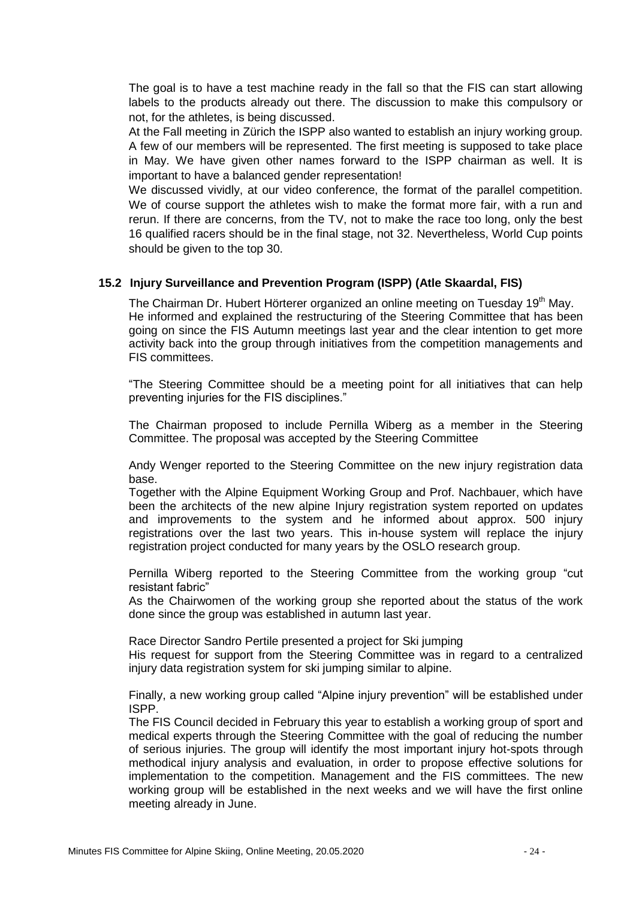The goal is to have a test machine ready in the fall so that the FIS can start allowing labels to the products already out there. The discussion to make this compulsory or not, for the athletes, is being discussed.

At the Fall meeting in Zürich the ISPP also wanted to establish an injury working group. A few of our members will be represented. The first meeting is supposed to take place in May. We have given other names forward to the ISPP chairman as well. It is important to have a balanced gender representation!

We discussed vividly, at our video conference, the format of the parallel competition. We of course support the athletes wish to make the format more fair, with a run and rerun. If there are concerns, from the TV, not to make the race too long, only the best 16 qualified racers should be in the final stage, not 32. Nevertheless, World Cup points should be given to the top 30.

### 15.2 Injury Surveillance and Prevention Program (ISPP) (Atle Skaardal, FIS)

The Chairman Dr. Hubert Hörterer organized an online meeting on Tuesday 19th May. He informed and explained the restructuring of the Steering Committee that has been going on since the FIS Autumn meetings last year and the clear intention to get more activity back into the group through initiatives from the competition managements and FIS committees.

"The Steering Committee should be a meeting point for all initiatives that can help preventing injuries for the FIS disciplines."

The Chairman proposed to include Pernilla Wiberg as a member in the Steering Committee. The proposal was accepted by the Steering Committee

Andy Wenger reported to the Steering Committee on the new injury registration data base.

Together with the Alpine Equipment Working Group and Prof. Nachbauer, which have been the architects of the new alpine Injury registration system reported on updates and improvements to the system and he informed about approx. 500 injury registrations over the last two years. This in-house system will replace the injury registration project conducted for many years by the OSLO research group.

Pernilla Wiberg reported to the Steering Committee from the working group "cut resistant fabric"

As the Chairwomen of the working group she reported about the status of the work done since the group was established in autumn last year.

Race Director Sandro Pertile presented a project for Ski jumping

His request for support from the Steering Committee was in regard to a centralized injury data registration system for ski jumping similar to alpine.

Finally, a new working group called "Alpine injury prevention" will be established under ISPP.

The FIS Council decided in February this year to establish a working group of sport and medical experts through the Steering Committee with the goal of reducing the number of serious injuries. The group will identify the most important injury hot-spots through methodical injury analysis and evaluation, in order to propose effective solutions for implementation to the competition. Management and the FIS committees. The new working group will be established in the next weeks and we will have the first online meeting already in June.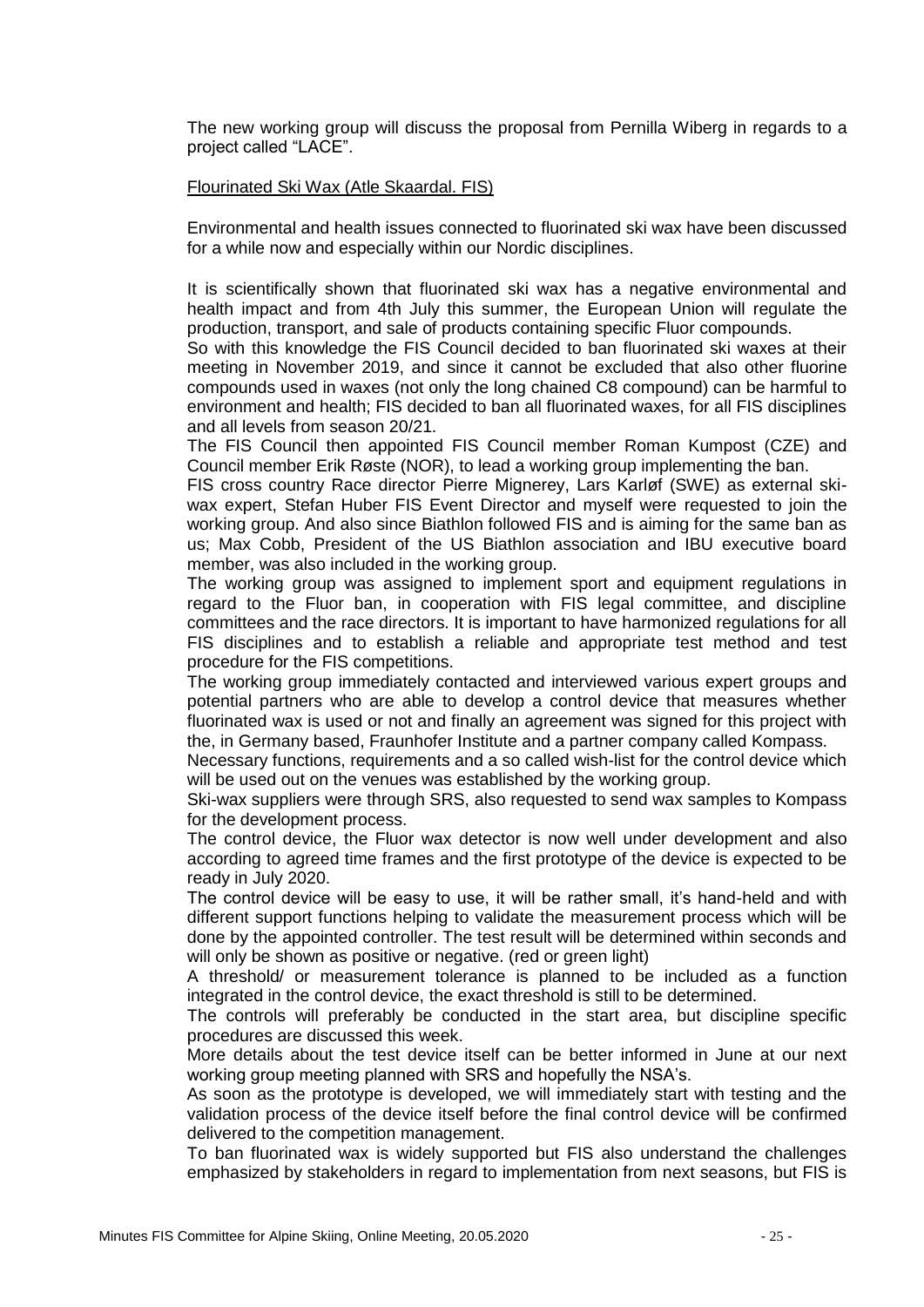The new working group will discuss the proposal from Pernilla Wiberg in regards to a project called "LACE".

<u>Flourinated Ski Wax (Atle Skaardal. FIS)</u>

Environmental and health issues connected to fluorinated ski wax have been discussed for a while now and especially within our Nordic disciplines.

It is scientifically shown that fluorinated ski wax has a negative environmental and health impact and from 4th July this summer, the European Union will regulate the production, transport, and sale of products containing specific Fluor compounds.
So with this knowledge the FIS Council decided to ban fluorinated ski waxes at their meeting in November 2019, and since it cannot be excluded that also other fluorine compounds used in waxes (not only the long chained C8 compound) can be harmful to environment and health; FIS decided to ban all fluorinated waxes, for all FIS disciplines and all levels from season 20/21.
The FIS Council then appointed FIS Council member Roman Kumpost (CZE) and Council member Erik Røste (NOR), to lead a working group implementing the ban.
FIS cross country Race director Pierre Mignerey, Lars Karløf (SWE) as external ski-wax expert, Stefan Huber FIS Event Director and myself were requested to join the working group. And also since Biathlon followed FIS and is aiming for the same ban as us; Max Cobb, President of the US Biathlon association and IBU executive board member, was also included in the working group.
The working group was assigned to implement sport and equipment regulations in regard to the Fluor ban, in cooperation with FIS legal committee, and discipline committees and the race directors. It is important to have harmonized regulations for all FIS disciplines and to establish a reliable and appropriate test method and test procedure for the FIS competitions.
The working group immediately contacted and interviewed various expert groups and potential partners who are able to develop a control device that measures whether fluorinated wax is used or not and finally an agreement was signed for this project with the, in Germany based, Fraunhofer Institute and a partner company called Kompass.
Necessary functions, requirements and a so called wish-list for the control device which will be used out on the venues was established by the working group.
Ski-wax suppliers were through SRS, also requested to send wax samples to Kompass for the development process.
The control device, the Fluor wax detector is now well under development and also according to agreed time frames and the first prototype of the device is expected to be ready in July 2020.
The control device will be easy to use, it will be rather small, it's hand-held and with different support functions helping to validate the measurement process which will be done by the appointed controller. The test result will be determined within seconds and will only be shown as positive or negative. (red or green light)
A threshold/ or measurement tolerance is planned to be included as a function integrated in the control device, the exact threshold is still to be determined.
The controls will preferably be conducted in the start area, but discipline specific procedures are discussed this week.
More details about the test device itself can be better informed in June at our next working group meeting planned with SRS and hopefully the NSA's.
As soon as the prototype is developed, we will immediately start with testing and the validation process of the device itself before the final control device will be confirmed delivered to the competition management.
To ban fluorinated wax is widely supported but FIS also understand the challenges emphasized by stakeholders in regard to implementation from next seasons, but FIS is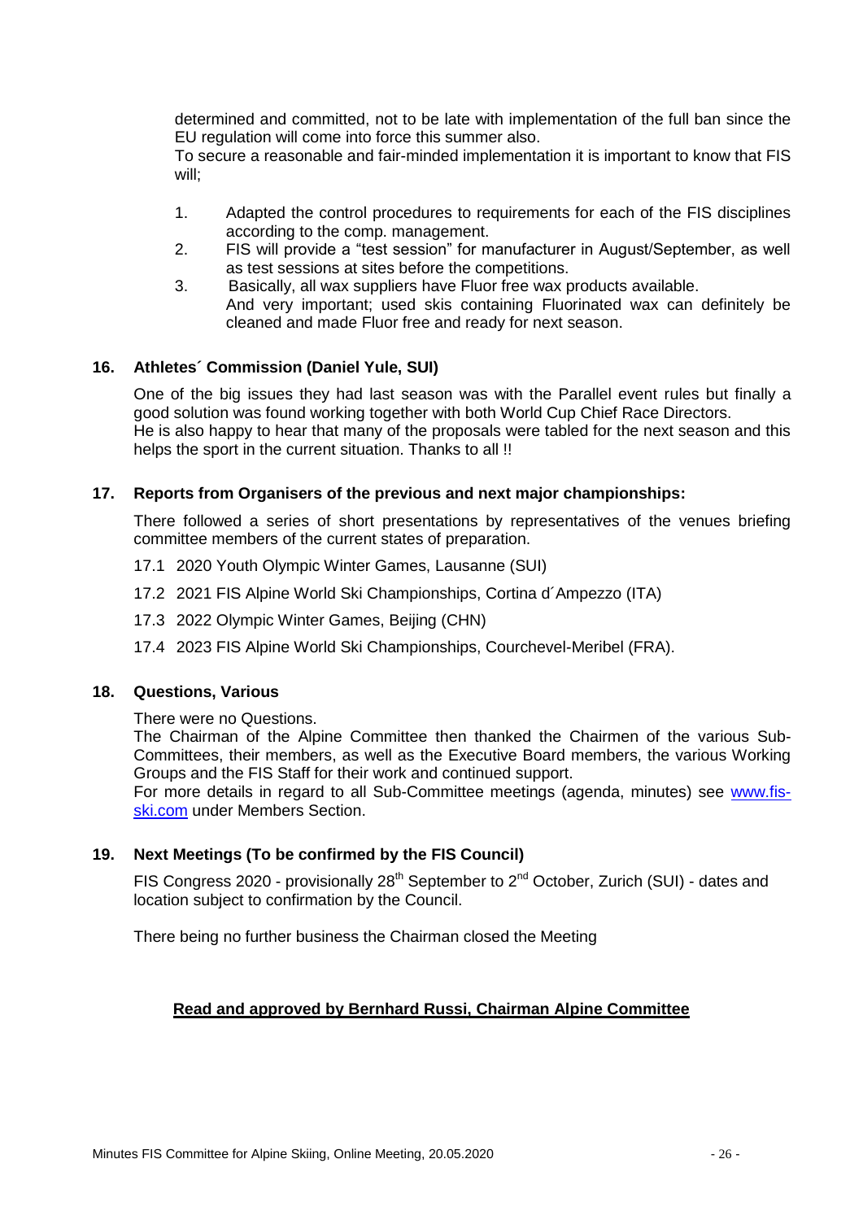determined and committed, not to be late with implementation of the full ban since the EU regulation will come into force this summer also.
To secure a reasonable and fair-minded implementation it is important to know that FIS will;

1. Adapted the control procedures to requirements for each of the FIS disciplines according to the comp. management.
2. FIS will provide a "test session" for manufacturer in August/September, as well as test sessions at sites before the competitions.
3. Basically, all wax suppliers have Fluor free wax products available.
   And very important; used skis containing Fluorinated wax can definitely be cleaned and made Fluor free and ready for next season.

## 16. Athletes´ Commission (Daniel Yule, SUI)

One of the big issues they had last season was with the Parallel event rules but finally a good solution was found working together with both World Cup Chief Race Directors.
He is also happy to hear that many of the proposals were tabled for the next season and this helps the sport in the current situation. Thanks to all !!

## 17. Reports from Organisers of the previous and next major championships:

There followed a series of short presentations by representatives of the venues briefing committee members of the current states of preparation.

17.1 2020 Youth Olympic Winter Games, Lausanne (SUI)

17.2 2021 FIS Alpine World Ski Championships, Cortina d´Ampezzo (ITA)

17.3 2022 Olympic Winter Games, Beijing (CHN)

17.4 2023 FIS Alpine World Ski Championships, Courchevel-Meribel (FRA).

## 18. Questions, Various

There were no Questions.
The Chairman of the Alpine Committee then thanked the Chairmen of the various Sub-Committees, their members, as well as the Executive Board members, the various Working Groups and the FIS Staff for their work and continued support.
For more details in regard to all Sub-Committee meetings (agenda, minutes) see www.fis-ski.com under Members Section.

## 19. Next Meetings (To be confirmed by the FIS Council)

FIS Congress 2020 - provisionally 28th September to 2nd October, Zurich (SUI) - dates and location subject to confirmation by the Council.

There being no further business the Chairman closed the Meeting

**Read and approved by Bernhard Russi, Chairman Alpine Committee**